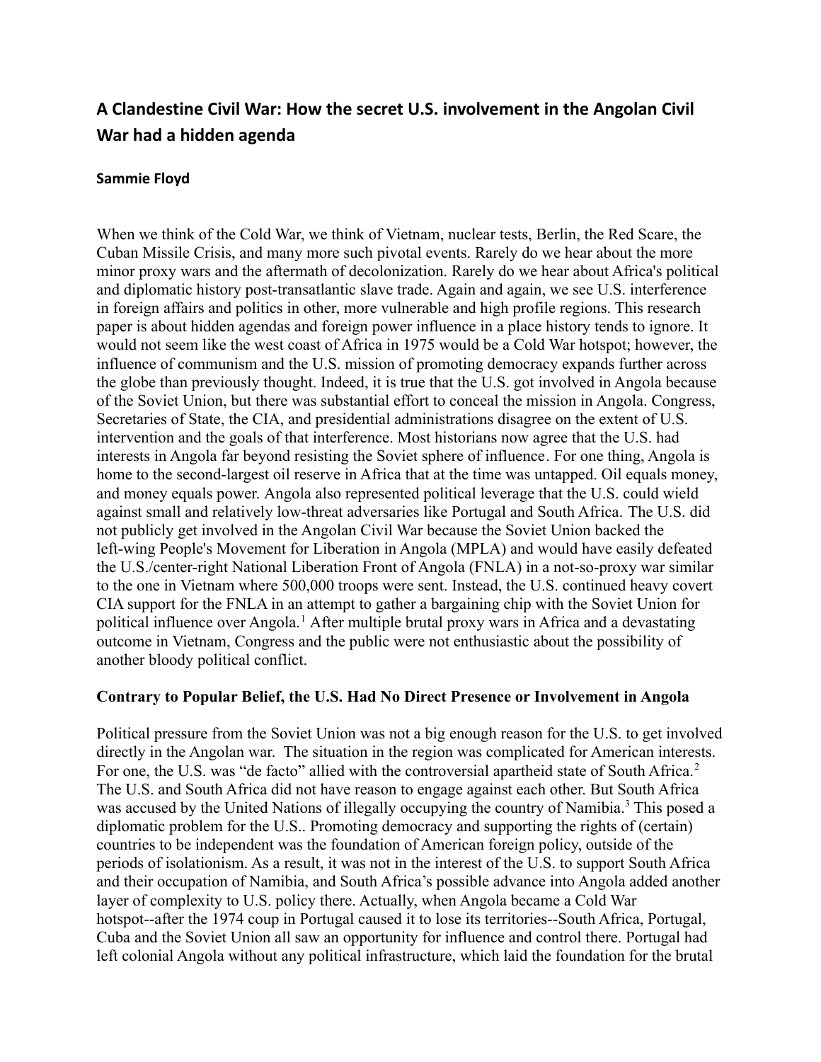# A Clandestine Civil War: How the secret U.S. involvement in the Angolan Civil War had a hidden agenda

**Sammie Floyd**

When we think of the Cold War, we think of Vietnam, nuclear tests, Berlin, the Red Scare, the Cuban Missile Crisis, and many more such pivotal events. Rarely do we hear about the more minor proxy wars and the aftermath of decolonization. Rarely do we hear about Africa's political and diplomatic history post-transatlantic slave trade. Again and again, we see U.S. interference in foreign affairs and politics in other, more vulnerable and high profile regions. This research paper is about hidden agendas and foreign power influence in a place history tends to ignore. It would not seem like the west coast of Africa in 1975 would be a Cold War hotspot; however, the influence of communism and the U.S. mission of promoting democracy expands further across the globe than previously thought. Indeed, it is true that the U.S. got involved in Angola because of the Soviet Union, but there was substantial effort to conceal the mission in Angola. Congress, Secretaries of State, the CIA, and presidential administrations disagree on the extent of U.S. intervention and the goals of that interference. Most historians now agree that the U.S. had interests in Angola far beyond resisting the Soviet sphere of influence. For one thing, Angola is home to the second-largest oil reserve in Africa that at the time was untapped. Oil equals money, and money equals power. Angola also represented political leverage that the U.S. could wield against small and relatively low-threat adversaries like Portugal and South Africa. The U.S. did not publicly get involved in the Angolan Civil War because the Soviet Union backed the left-wing People's Movement for Liberation in Angola (MPLA) and would have easily defeated the U.S./center-right National Liberation Front of Angola (FNLA) in a not-so-proxy war similar to the one in Vietnam where 500,000 troops were sent. Instead, the U.S. continued heavy covert CIA support for the FNLA in an attempt to gather a bargaining chip with the Soviet Union for political influence over Angola.[1] After multiple brutal proxy wars in Africa and a devastating outcome in Vietnam, Congress and the public were not enthusiastic about the possibility of another bloody political conflict.

### Contrary to Popular Belief, the U.S. Had No Direct Presence or Involvement in Angola

Political pressure from the Soviet Union was not a big enough reason for the U.S. to get involved directly in the Angolan war. The situation in the region was complicated for American interests. For one, the U.S. was "de facto" allied with the controversial apartheid state of South Africa.[2] The U.S. and South Africa did not have reason to engage against each other. But South Africa was accused by the United Nations of illegally occupying the country of Namibia.[3] This posed a diplomatic problem for the U.S.. Promoting democracy and supporting the rights of (certain) countries to be independent was the foundation of American foreign policy, outside of the periods of isolationism. As a result, it was not in the interest of the U.S. to support South Africa and their occupation of Namibia, and South Africa's possible advance into Angola added another layer of complexity to U.S. policy there. Actually, when Angola became a Cold War hotspot--after the 1974 coup in Portugal caused it to lose its territories--South Africa, Portugal, Cuba and the Soviet Union all saw an opportunity for influence and control there. Portugal had left colonial Angola without any political infrastructure, which laid the foundation for the brutal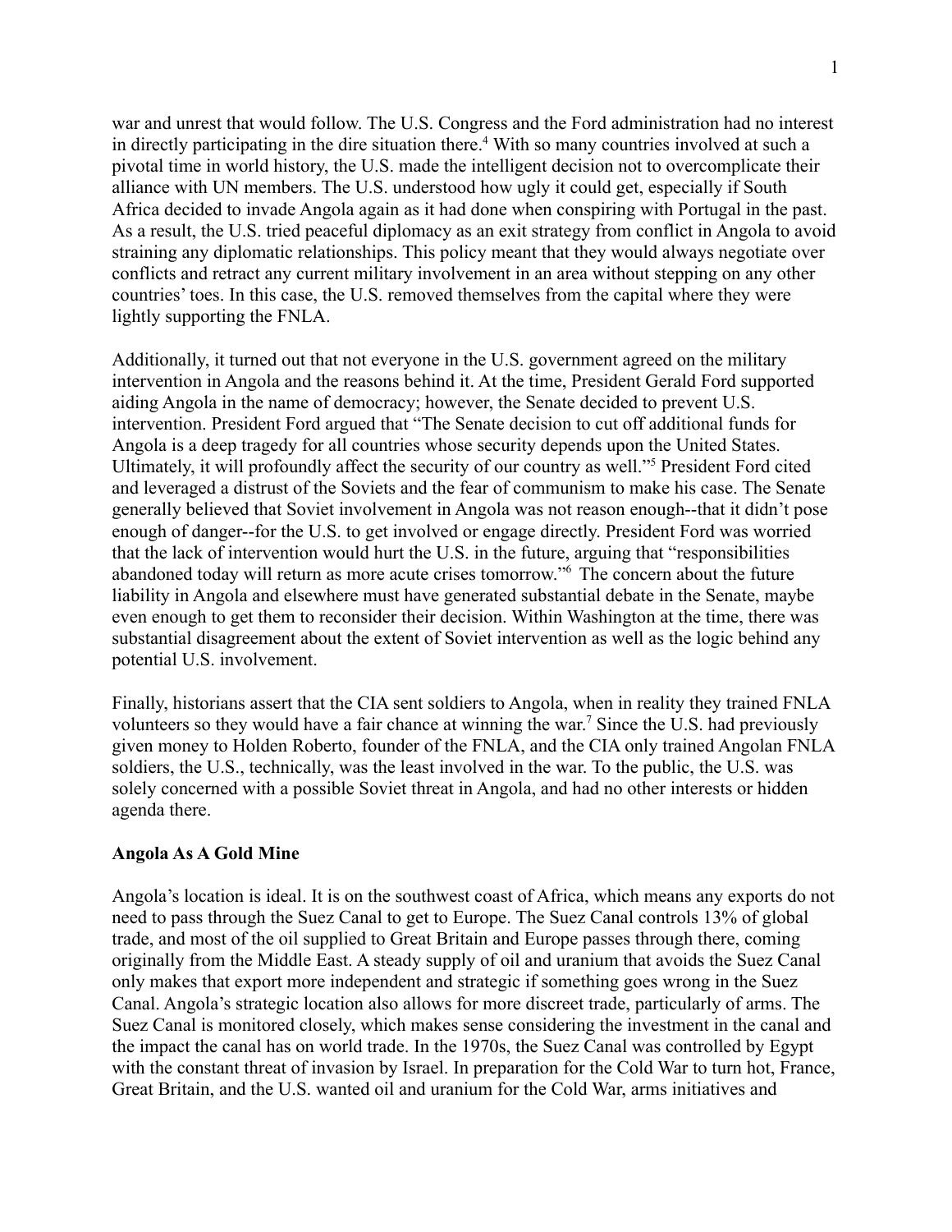war and unrest that would follow. The U.S. Congress and the Ford administration had no interest in directly participating in the dire situation there.[4] With so many countries involved at such a pivotal time in world history, the U.S. made the intelligent decision not to overcomplicate their alliance with UN members. The U.S. understood how ugly it could get, especially if South Africa decided to invade Angola again as it had done when conspiring with Portugal in the past. As a result, the U.S. tried peaceful diplomacy as an exit strategy from conflict in Angola to avoid straining any diplomatic relationships. This policy meant that they would always negotiate over conflicts and retract any current military involvement in an area without stepping on any other countries' toes. In this case, the U.S. removed themselves from the capital where they were lightly supporting the FNLA.

Additionally, it turned out that not everyone in the U.S. government agreed on the military intervention in Angola and the reasons behind it. At the time, President Gerald Ford supported aiding Angola in the name of democracy; however, the Senate decided to prevent U.S. intervention. President Ford argued that "The Senate decision to cut off additional funds for Angola is a deep tragedy for all countries whose security depends upon the United States. Ultimately, it will profoundly affect the security of our country as well."[5] President Ford cited and leveraged a distrust of the Soviets and the fear of communism to make his case. The Senate generally believed that Soviet involvement in Angola was not reason enough--that it didn't pose enough of danger--for the U.S. to get involved or engage directly. President Ford was worried that the lack of intervention would hurt the U.S. in the future, arguing that "responsibilities abandoned today will return as more acute crises tomorrow."[6] The concern about the future liability in Angola and elsewhere must have generated substantial debate in the Senate, maybe even enough to get them to reconsider their decision. Within Washington at the time, there was substantial disagreement about the extent of Soviet intervention as well as the logic behind any potential U.S. involvement.

Finally, historians assert that the CIA sent soldiers to Angola, when in reality they trained FNLA volunteers so they would have a fair chance at winning the war.[7] Since the U.S. had previously given money to Holden Roberto, founder of the FNLA, and the CIA only trained Angolan FNLA soldiers, the U.S., technically, was the least involved in the war. To the public, the U.S. was solely concerned with a possible Soviet threat in Angola, and had no other interests or hidden agenda there.

**Angola As A Gold Mine**

Angola's location is ideal. It is on the southwest coast of Africa, which means any exports do not need to pass through the Suez Canal to get to Europe. The Suez Canal controls 13% of global trade, and most of the oil supplied to Great Britain and Europe passes through there, coming originally from the Middle East. A steady supply of oil and uranium that avoids the Suez Canal only makes that export more independent and strategic if something goes wrong in the Suez Canal. Angola's strategic location also allows for more discreet trade, particularly of arms. The Suez Canal is monitored closely, which makes sense considering the investment in the canal and the impact the canal has on world trade. In the 1970s, the Suez Canal was controlled by Egypt with the constant threat of invasion by Israel. In preparation for the Cold War to turn hot, France, Great Britain, and the U.S. wanted oil and uranium for the Cold War, arms initiatives and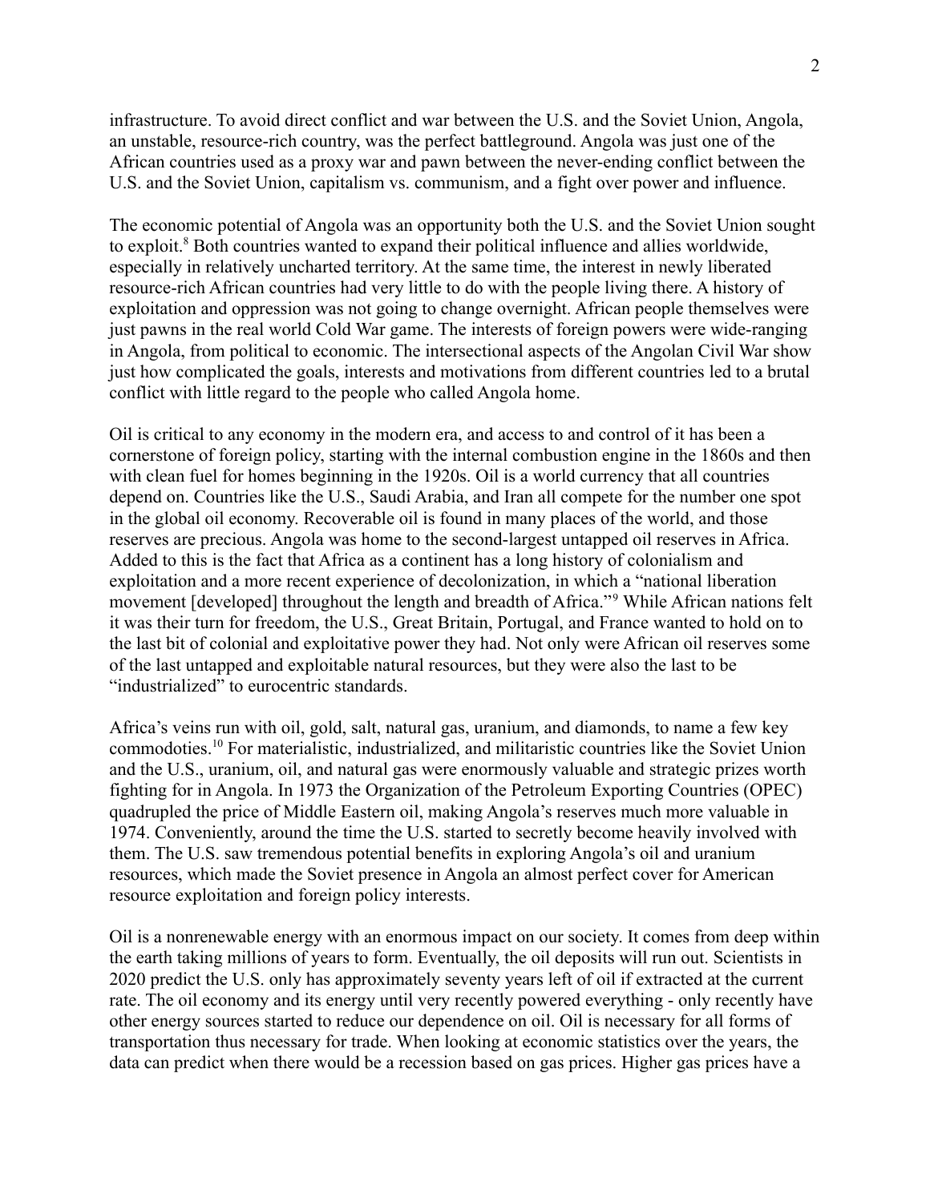infrastructure. To avoid direct conflict and war between the U.S. and the Soviet Union, Angola, an unstable, resource-rich country, was the perfect battleground. Angola was just one of the African countries used as a proxy war and pawn between the never-ending conflict between the U.S. and the Soviet Union, capitalism vs. communism, and a fight over power and influence.

The economic potential of Angola was an opportunity both the U.S. and the Soviet Union sought to exploit.[8] Both countries wanted to expand their political influence and allies worldwide, especially in relatively uncharted territory. At the same time, the interest in newly liberated resource-rich African countries had very little to do with the people living there. A history of exploitation and oppression was not going to change overnight. African people themselves were just pawns in the real world Cold War game. The interests of foreign powers were wide-ranging in Angola, from political to economic. The intersectional aspects of the Angolan Civil War show just how complicated the goals, interests and motivations from different countries led to a brutal conflict with little regard to the people who called Angola home.

Oil is critical to any economy in the modern era, and access to and control of it has been a cornerstone of foreign policy, starting with the internal combustion engine in the 1860s and then with clean fuel for homes beginning in the 1920s. Oil is a world currency that all countries depend on. Countries like the U.S., Saudi Arabia, and Iran all compete for the number one spot in the global oil economy. Recoverable oil is found in many places of the world, and those reserves are precious. Angola was home to the second-largest untapped oil reserves in Africa. Added to this is the fact that Africa as a continent has a long history of colonialism and exploitation and a more recent experience of decolonization, in which a "national liberation movement [developed] throughout the length and breadth of Africa."[9] While African nations felt it was their turn for freedom, the U.S., Great Britain, Portugal, and France wanted to hold on to the last bit of colonial and exploitative power they had. Not only were African oil reserves some of the last untapped and exploitable natural resources, but they were also the last to be "industrialized" to eurocentric standards.

Africa's veins run with oil, gold, salt, natural gas, uranium, and diamonds, to name a few key commodoties.[10] For materialistic, industrialized, and militaristic countries like the Soviet Union and the U.S., uranium, oil, and natural gas were enormously valuable and strategic prizes worth fighting for in Angola. In 1973 the Organization of the Petroleum Exporting Countries (OPEC) quadrupled the price of Middle Eastern oil, making Angola's reserves much more valuable in 1974. Conveniently, around the time the U.S. started to secretly become heavily involved with them. The U.S. saw tremendous potential benefits in exploring Angola's oil and uranium resources, which made the Soviet presence in Angola an almost perfect cover for American resource exploitation and foreign policy interests.

Oil is a nonrenewable energy with an enormous impact on our society. It comes from deep within the earth taking millions of years to form. Eventually, the oil deposits will run out. Scientists in 2020 predict the U.S. only has approximately seventy years left of oil if extracted at the current rate. The oil economy and its energy until very recently powered everything - only recently have other energy sources started to reduce our dependence on oil. Oil is necessary for all forms of transportation thus necessary for trade. When looking at economic statistics over the years, the data can predict when there would be a recession based on gas prices. Higher gas prices have a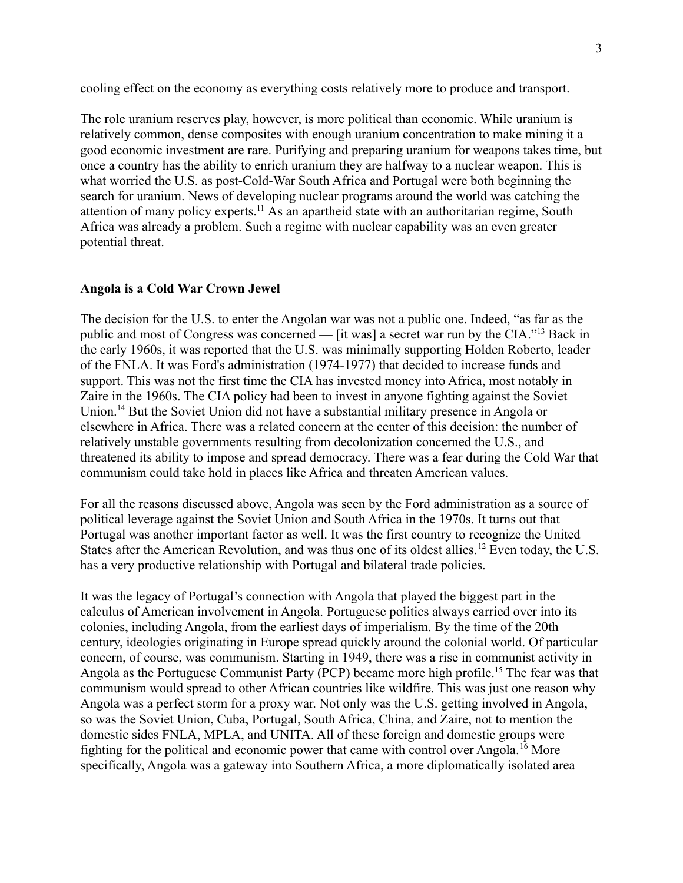cooling effect on the economy as everything costs relatively more to produce and transport.

The role uranium reserves play, however, is more political than economic. While uranium is relatively common, dense composites with enough uranium concentration to make mining it a good economic investment are rare. Purifying and preparing uranium for weapons takes time, but once a country has the ability to enrich uranium they are halfway to a nuclear weapon. This is what worried the U.S. as post-Cold-War South Africa and Portugal were both beginning the search for uranium. News of developing nuclear programs around the world was catching the attention of many policy experts.[11] As an apartheid state with an authoritarian regime, South Africa was already a problem. Such a regime with nuclear capability was an even greater potential threat.

**Angola is a Cold War Crown Jewel**

The decision for the U.S. to enter the Angolan war was not a public one. Indeed, "as far as the public and most of Congress was concerned — [it was] a secret war run by the CIA."[13] Back in the early 1960s, it was reported that the U.S. was minimally supporting Holden Roberto, leader of the FNLA. It was Ford's administration (1974-1977) that decided to increase funds and support. This was not the first time the CIA has invested money into Africa, most notably in Zaire in the 1960s. The CIA policy had been to invest in anyone fighting against the Soviet Union.[14] But the Soviet Union did not have a substantial military presence in Angola or elsewhere in Africa. There was a related concern at the center of this decision: the number of relatively unstable governments resulting from decolonization concerned the U.S., and threatened its ability to impose and spread democracy. There was a fear during the Cold War that communism could take hold in places like Africa and threaten American values.

For all the reasons discussed above, Angola was seen by the Ford administration as a source of political leverage against the Soviet Union and South Africa in the 1970s. It turns out that Portugal was another important factor as well. It was the first country to recognize the United States after the American Revolution, and was thus one of its oldest allies.[12] Even today, the U.S. has a very productive relationship with Portugal and bilateral trade policies.

It was the legacy of Portugal's connection with Angola that played the biggest part in the calculus of American involvement in Angola. Portuguese politics always carried over into its colonies, including Angola, from the earliest days of imperialism. By the time of the 20th century, ideologies originating in Europe spread quickly around the colonial world. Of particular concern, of course, was communism. Starting in 1949, there was a rise in communist activity in Angola as the Portuguese Communist Party (PCP) became more high profile.[15] The fear was that communism would spread to other African countries like wildfire. This was just one reason why Angola was a perfect storm for a proxy war. Not only was the U.S. getting involved in Angola, so was the Soviet Union, Cuba, Portugal, South Africa, China, and Zaire, not to mention the domestic sides FNLA, MPLA, and UNITA. All of these foreign and domestic groups were fighting for the political and economic power that came with control over Angola.[16] More specifically, Angola was a gateway into Southern Africa, a more diplomatically isolated area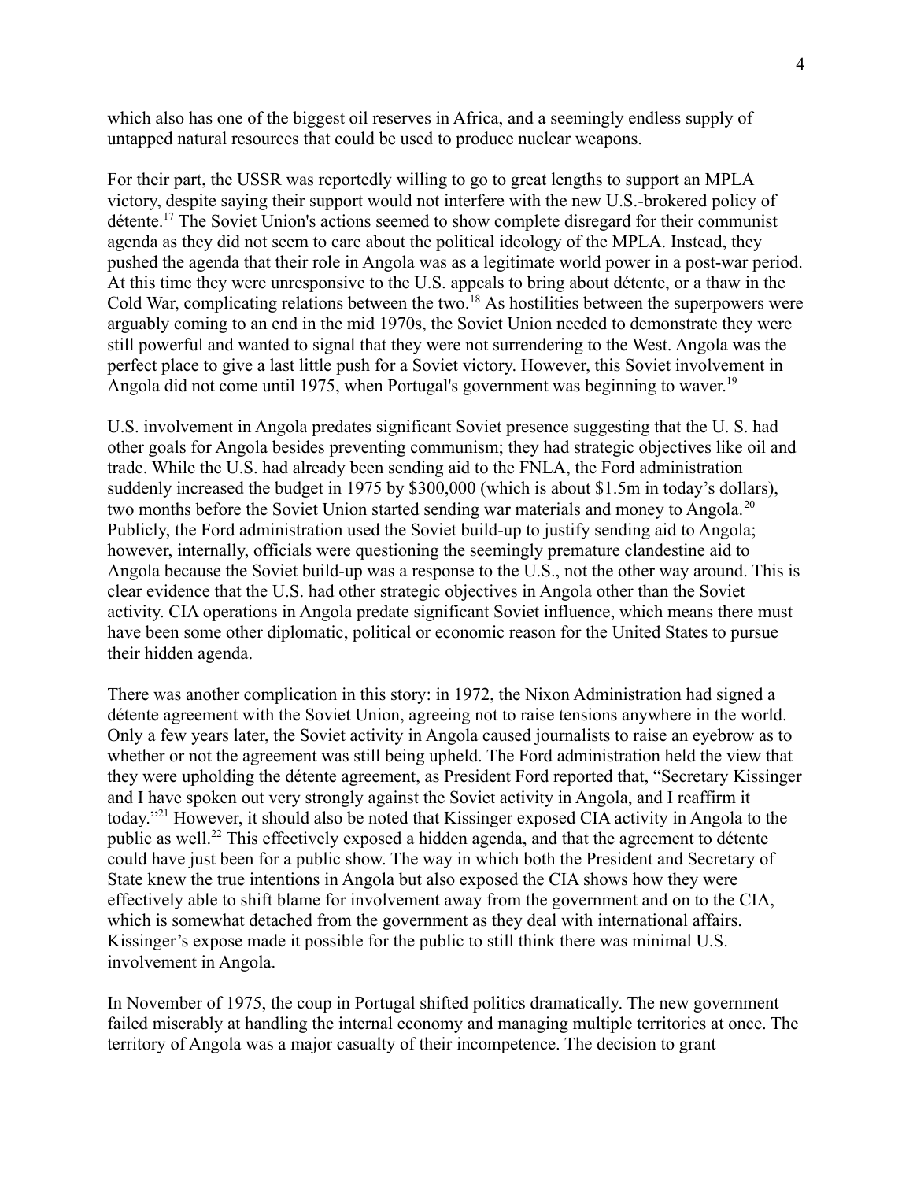which also has one of the biggest oil reserves in Africa, and a seemingly endless supply of untapped natural resources that could be used to produce nuclear weapons.

For their part, the USSR was reportedly willing to go to great lengths to support an MPLA victory, despite saying their support would not interfere with the new U.S.-brokered policy of détente.[17] The Soviet Union's actions seemed to show complete disregard for their communist agenda as they did not seem to care about the political ideology of the MPLA. Instead, they pushed the agenda that their role in Angola was as a legitimate world power in a post-war period. At this time they were unresponsive to the U.S. appeals to bring about détente, or a thaw in the Cold War, complicating relations between the two.[18] As hostilities between the superpowers were arguably coming to an end in the mid 1970s, the Soviet Union needed to demonstrate they were still powerful and wanted to signal that they were not surrendering to the West. Angola was the perfect place to give a last little push for a Soviet victory. However, this Soviet involvement in Angola did not come until 1975, when Portugal's government was beginning to waver.[19]

U.S. involvement in Angola predates significant Soviet presence suggesting that the U. S. had other goals for Angola besides preventing communism; they had strategic objectives like oil and trade. While the U.S. had already been sending aid to the FNLA, the Ford administration suddenly increased the budget in 1975 by $300,000 (which is about $1.5m in today's dollars), two months before the Soviet Union started sending war materials and money to Angola.[20] Publicly, the Ford administration used the Soviet build-up to justify sending aid to Angola; however, internally, officials were questioning the seemingly premature clandestine aid to Angola because the Soviet build-up was a response to the U.S., not the other way around. This is clear evidence that the U.S. had other strategic objectives in Angola other than the Soviet activity. CIA operations in Angola predate significant Soviet influence, which means there must have been some other diplomatic, political or economic reason for the United States to pursue their hidden agenda.

There was another complication in this story: in 1972, the Nixon Administration had signed a détente agreement with the Soviet Union, agreeing not to raise tensions anywhere in the world. Only a few years later, the Soviet activity in Angola caused journalists to raise an eyebrow as to whether or not the agreement was still being upheld. The Ford administration held the view that they were upholding the détente agreement, as President Ford reported that, "Secretary Kissinger and I have spoken out very strongly against the Soviet activity in Angola, and I reaffirm it today."[21] However, it should also be noted that Kissinger exposed CIA activity in Angola to the public as well.[22] This effectively exposed a hidden agenda, and that the agreement to détente could have just been for a public show. The way in which both the President and Secretary of State knew the true intentions in Angola but also exposed the CIA shows how they were effectively able to shift blame for involvement away from the government and on to the CIA, which is somewhat detached from the government as they deal with international affairs. Kissinger's expose made it possible for the public to still think there was minimal U.S. involvement in Angola.

In November of 1975, the coup in Portugal shifted politics dramatically. The new government failed miserably at handling the internal economy and managing multiple territories at once. The territory of Angola was a major casualty of their incompetence. The decision to grant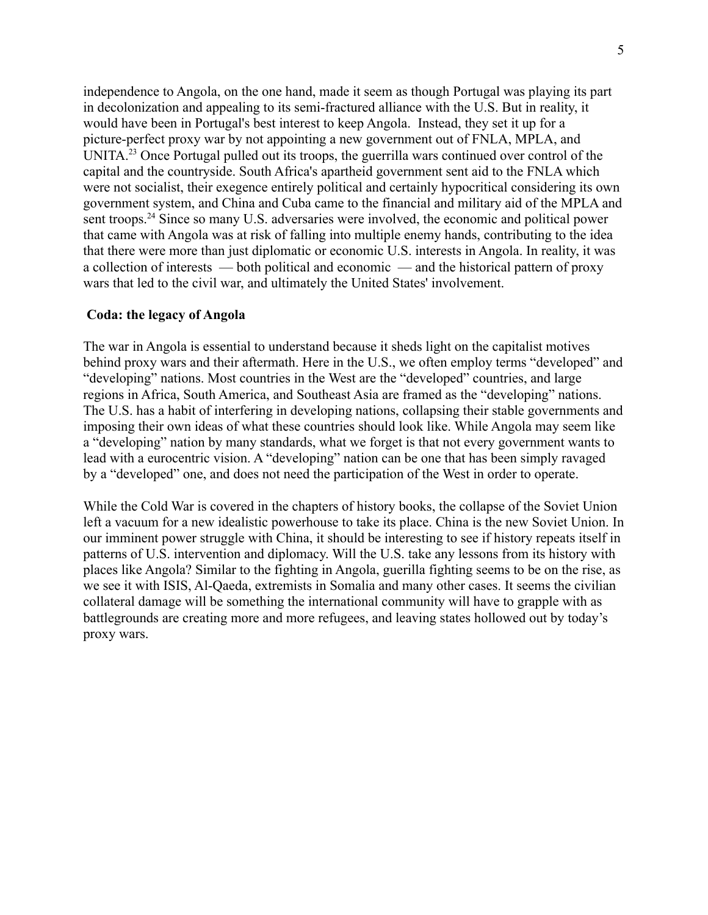independence to Angola, on the one hand, made it seem as though Portugal was playing its part in decolonization and appealing to its semi-fractured alliance with the U.S. But in reality, it would have been in Portugal's best interest to keep Angola. Instead, they set it up for a picture-perfect proxy war by not appointing a new government out of FNLA, MPLA, and UNITA.[23] Once Portugal pulled out its troops, the guerrilla wars continued over control of the capital and the countryside. South Africa's apartheid government sent aid to the FNLA which were not socialist, their exegence entirely political and certainly hypocritical considering its own government system, and China and Cuba came to the financial and military aid of the MPLA and sent troops.[24] Since so many U.S. adversaries were involved, the economic and political power that came with Angola was at risk of falling into multiple enemy hands, contributing to the idea that there were more than just diplomatic or economic U.S. interests in Angola. In reality, it was a collection of interests — both political and economic — and the historical pattern of proxy wars that led to the civil war, and ultimately the United States' involvement.

**Coda: the legacy of Angola**

The war in Angola is essential to understand because it sheds light on the capitalist motives behind proxy wars and their aftermath. Here in the U.S., we often employ terms "developed" and "developing" nations. Most countries in the West are the "developed" countries, and large regions in Africa, South America, and Southeast Asia are framed as the "developing" nations. The U.S. has a habit of interfering in developing nations, collapsing their stable governments and imposing their own ideas of what these countries should look like. While Angola may seem like a "developing" nation by many standards, what we forget is that not every government wants to lead with a eurocentric vision. A "developing" nation can be one that has been simply ravaged by a "developed" one, and does not need the participation of the West in order to operate.

While the Cold War is covered in the chapters of history books, the collapse of the Soviet Union left a vacuum for a new idealistic powerhouse to take its place. China is the new Soviet Union. In our imminent power struggle with China, it should be interesting to see if history repeats itself in patterns of U.S. intervention and diplomacy. Will the U.S. take any lessons from its history with places like Angola? Similar to the fighting in Angola, guerilla fighting seems to be on the rise, as we see it with ISIS, Al-Qaeda, extremists in Somalia and many other cases. It seems the civilian collateral damage will be something the international community will have to grapple with as battlegrounds are creating more and more refugees, and leaving states hollowed out by today's proxy wars.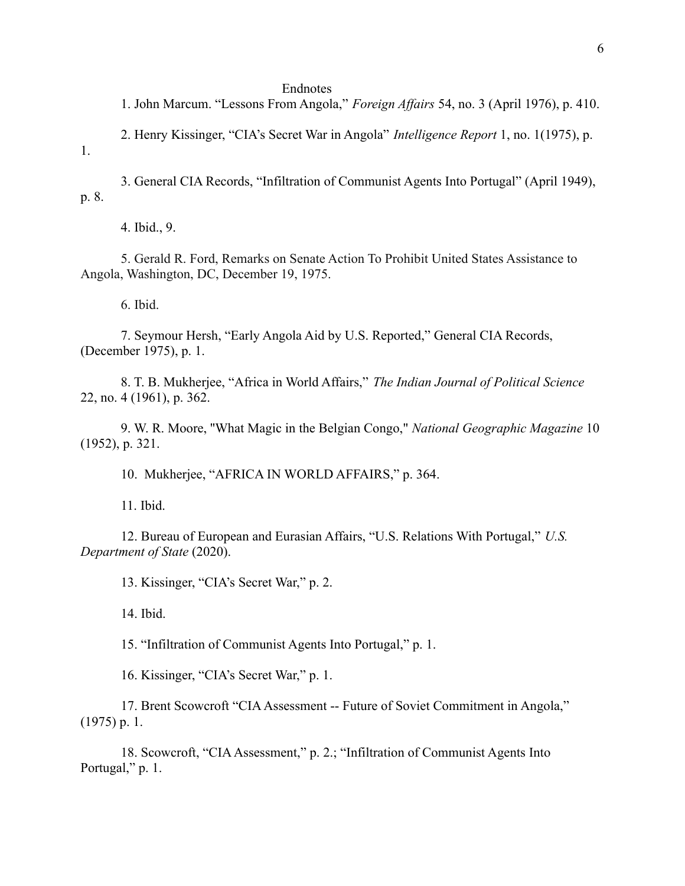# Endnotes

1. John Marcum. “Lessons From Angola,” *Foreign Affairs* 54, no. 3 (April 1976), p. 410.

2. Henry Kissinger, “CIA’s Secret War in Angola” *Intelligence Report* 1, no. 1(1975), p. 1.

3. General CIA Records, “Infiltration of Communist Agents Into Portugal” (April 1949), p. 8.

4. Ibid., 9.

5. Gerald R. Ford, Remarks on Senate Action To Prohibit United States Assistance to Angola, Washington, DC, December 19, 1975.

6. Ibid.

7. Seymour Hersh, “Early Angola Aid by U.S. Reported,” General CIA Records, (December 1975), p. 1.

8. T. B. Mukherjee, “Africa in World Affairs,” *The Indian Journal of Political Science* 22, no. 4 (1961), p. 362.

9. W. R. Moore, "What Magic in the Belgian Congo," *National Geographic Magazine* 10 (1952), p. 321.

10. Mukherjee, “AFRICA IN WORLD AFFAIRS,” p. 364.

11. Ibid.

12. Bureau of European and Eurasian Affairs, “U.S. Relations With Portugal,” *U.S. Department of State* (2020).

13. Kissinger, “CIA’s Secret War,” p. 2.

14. Ibid.

15. “Infiltration of Communist Agents Into Portugal,” p. 1.

16. Kissinger, “CIA’s Secret War,” p. 1.

17. Brent Scowcroft “CIA Assessment -- Future of Soviet Commitment in Angola,” (1975) p. 1.

18. Scowcroft, “CIA Assessment,” p. 2.; “Infiltration of Communist Agents Into Portugal,” p. 1.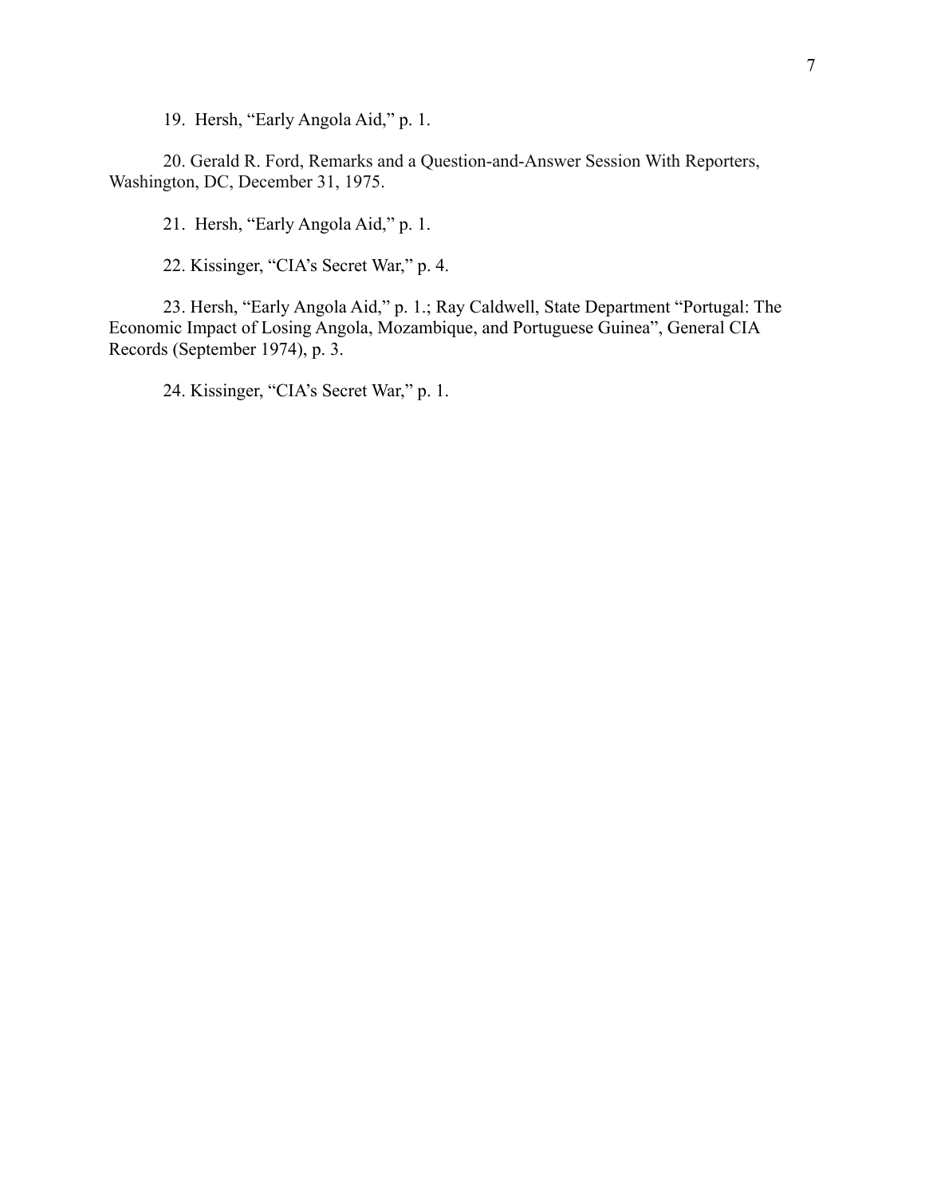19. Hersh, "Early Angola Aid," p. 1.

20. Gerald R. Ford, Remarks and a Question-and-Answer Session With Reporters, Washington, DC, December 31, 1975.

21. Hersh, "Early Angola Aid," p. 1.

22. Kissinger, "CIA's Secret War," p. 4.

23. Hersh, "Early Angola Aid," p. 1.; Ray Caldwell, State Department "Portugal: The Economic Impact of Losing Angola, Mozambique, and Portuguese Guinea", General CIA Records (September 1974), p. 3.

24. Kissinger, "CIA's Secret War," p. 1.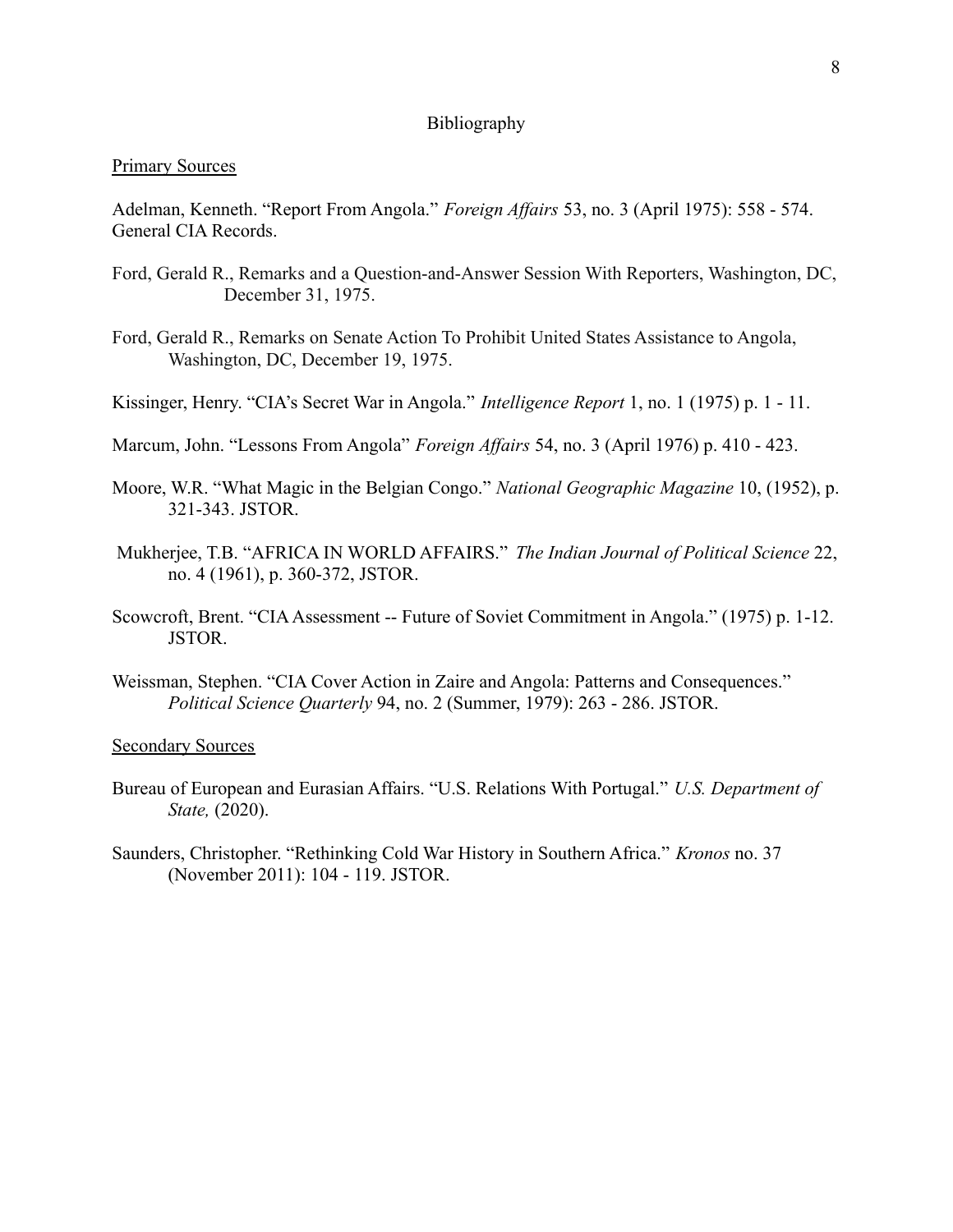## Bibliography

### Primary Sources

Adelman, Kenneth. "Report From Angola." *Foreign Affairs* 53, no. 3 (April 1975): 558 - 574. General CIA Records.

Ford, Gerald R., Remarks and a Question-and-Answer Session With Reporters, Washington, DC, December 31, 1975.

Ford, Gerald R., Remarks on Senate Action To Prohibit United States Assistance to Angola, Washington, DC, December 19, 1975.

Kissinger, Henry. "CIA's Secret War in Angola." *Intelligence Report* 1, no. 1 (1975) p. 1 - 11.

Marcum, John. "Lessons From Angola" *Foreign Affairs* 54, no. 3 (April 1976) p. 410 - 423.

Moore, W.R. "What Magic in the Belgian Congo." *National Geographic Magazine* 10, (1952), p. 321-343. JSTOR.

Mukherjee, T.B. "AFRICA IN WORLD AFFAIRS." *The Indian Journal of Political Science* 22, no. 4 (1961), p. 360-372, JSTOR.

Scowcroft, Brent. "CIA Assessment -- Future of Soviet Commitment in Angola." (1975) p. 1-12. JSTOR.

Weissman, Stephen. "CIA Cover Action in Zaire and Angola: Patterns and Consequences." *Political Science Quarterly* 94, no. 2 (Summer, 1979): 263 - 286. JSTOR.

### Secondary Sources

Bureau of European and Eurasian Affairs. "U.S. Relations With Portugal." *U.S. Department of State,* (2020).

Saunders, Christopher. "Rethinking Cold War History in Southern Africa." *Kronos* no. 37 (November 2011): 104 - 119. JSTOR.